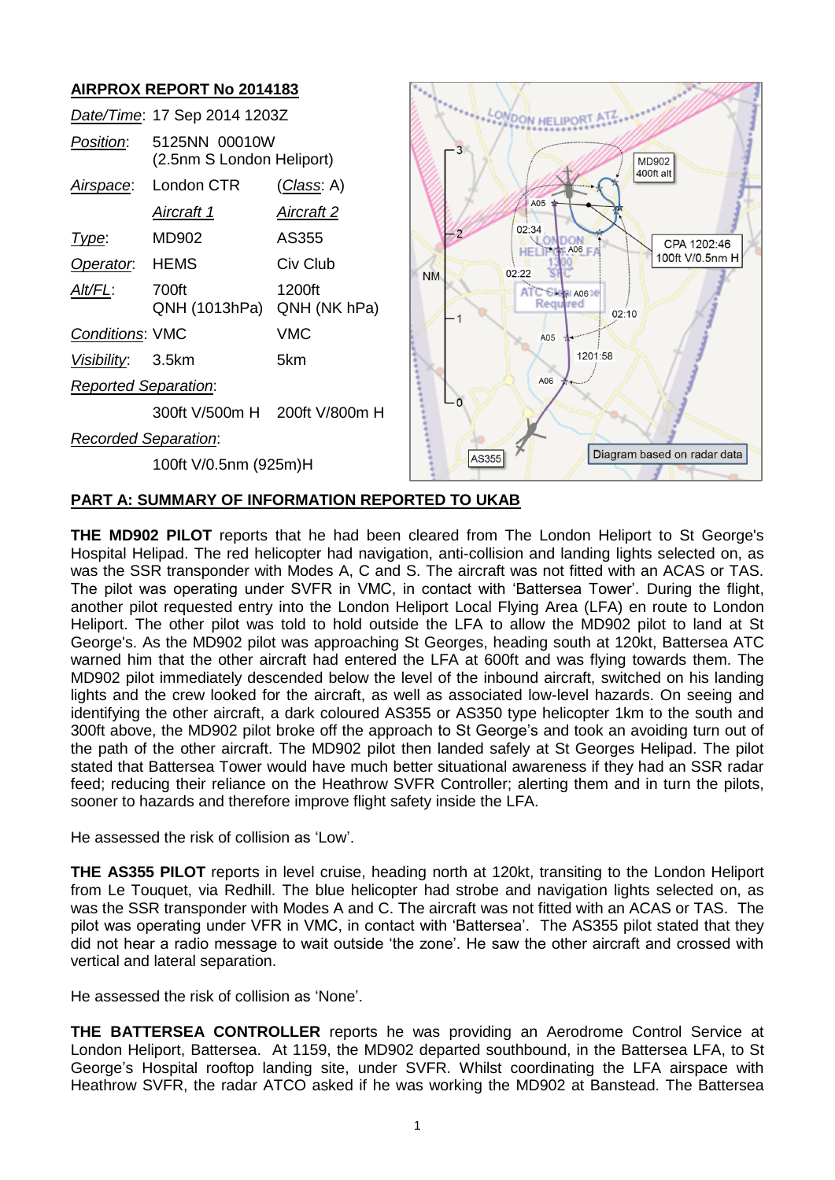## AIRPROX REPORT No 2014183

| | | |
|---|---|---|
| *Date/Time*: | 17 Sep 2014 1203Z | |
| *Position*: | 5125NN 00010W (2.5nm S London Heliport) | |
| *Airspace*: | London CTR | (*Class*: A) |
| | *Aircraft 1* | *Aircraft 2* |
| *Type*: | MD902 | AS355 |
| *Operator*: | HEMS | Civ Club |
| *Alt/FL*: | 700ft QNH (1013hPa) | 1200ft QNH (NK hPa) |
| *Conditions*: | VMC | VMC |
| *Visibility*: | 3.5km | 5km |
| *Reported Separation*: | | |
| | 300ft V/500m H | 200ft V/800m H |
| *Recorded Separation*: | | |
| | 100ft V/0.5nm (925m)H | |

LONDON HELIPORT ATZ
MD902
400ft alt
CPA 1202:46
100ft V/0.5nm H
A05
02:34
02:22
LONDON HELIPORT LFA
A06
1300 SFC
ATC Clx Required
A06
02:10
A05
1201:58
A06
NM
3
2
1
0
AS355
Diagram based on radar data

## PART A: SUMMARY OF INFORMATION REPORTED TO UKAB

**THE MD902 PILOT** reports that he had been cleared from The London Heliport to St George's Hospital Helipad. The red helicopter had navigation, anti-collision and landing lights selected on, as was the SSR transponder with Modes A, C and S. The aircraft was not fitted with an ACAS or TAS. The pilot was operating under SVFR in VMC, in contact with 'Battersea Tower'. During the flight, another pilot requested entry into the London Heliport Local Flying Area (LFA) en route to London Heliport. The other pilot was told to hold outside the LFA to allow the MD902 pilot to land at St George's. As the MD902 pilot was approaching St Georges, heading south at 120kt, Battersea ATC warned him that the other aircraft had entered the LFA at 600ft and was flying towards them. The MD902 pilot immediately descended below the level of the inbound aircraft, switched on his landing lights and the crew looked for the aircraft, as well as associated low-level hazards. On seeing and identifying the other aircraft, a dark coloured AS355 or AS350 type helicopter 1km to the south and 300ft above, the MD902 pilot broke off the approach to St George's and took an avoiding turn out of the path of the other aircraft. The MD902 pilot then landed safely at St Georges Helipad. The pilot stated that Battersea Tower would have much better situational awareness if they had an SSR radar feed; reducing their reliance on the Heathrow SVFR Controller; alerting them and in turn the pilots, sooner to hazards and therefore improve flight safety inside the LFA.

He assessed the risk of collision as 'Low'.

**THE AS355 PILOT** reports in level cruise, heading north at 120kt, transiting to the London Heliport from Le Touquet, via Redhill. The blue helicopter had strobe and navigation lights selected on, as was the SSR transponder with Modes A and C. The aircraft was not fitted with an ACAS or TAS. The pilot was operating under VFR in VMC, in contact with 'Battersea'. The AS355 pilot stated that they did not hear a radio message to wait outside 'the zone'. He saw the other aircraft and crossed with vertical and lateral separation.

He assessed the risk of collision as 'None'.

**THE BATTERSEA CONTROLLER** reports he was providing an Aerodrome Control Service at London Heliport, Battersea. At 1159, the MD902 departed southbound, in the Battersea LFA, to St George's Hospital rooftop landing site, under SVFR. Whilst coordinating the LFA airspace with Heathrow SVFR, the radar ATCO asked if he was working the MD902 at Banstead. The Battersea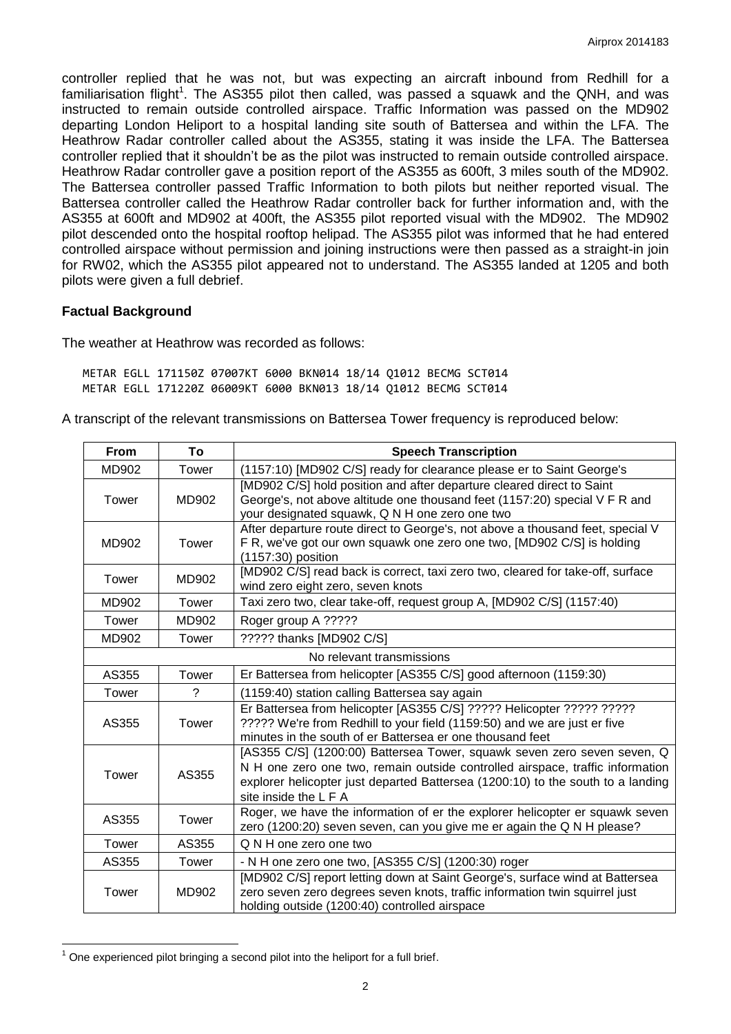controller replied that he was not, but was expecting an aircraft inbound from Redhill for a familiarisation flight[1]. The AS355 pilot then called, was passed a squawk and the QNH, and was instructed to remain outside controlled airspace. Traffic Information was passed on the MD902 departing London Heliport to a hospital landing site south of Battersea and within the LFA. The Heathrow Radar controller called about the AS355, stating it was inside the LFA. The Battersea controller replied that it shouldn't be as the pilot was instructed to remain outside controlled airspace. Heathrow Radar controller gave a position report of the AS355 as 600ft, 3 miles south of the MD902. The Battersea controller passed Traffic Information to both pilots but neither reported visual. The Battersea controller called the Heathrow Radar controller back for further information and, with the AS355 at 600ft and MD902 at 400ft, the AS355 pilot reported visual with the MD902. The MD902 pilot descended onto the hospital rooftop helipad. The AS355 pilot was informed that he had entered controlled airspace without permission and joining instructions were then passed as a straight-in join for RW02, which the AS355 pilot appeared not to understand. The AS355 landed at 1205 and both pilots were given a full debrief.

## Factual Background

The weather at Heathrow was recorded as follows:

```
METAR EGLL 171150Z 07007KT 6000 BKN014 18/14 Q1012 BECMG SCT014
METAR EGLL 171220Z 06009KT 6000 BKN013 18/14 Q1012 BECMG SCT014
```

A transcript of the relevant transmissions on Battersea Tower frequency is reproduced below:

| From | To | Speech Transcription |
|---|---|---|
| MD902 | Tower | (1157:10) [MD902 C/S] ready for clearance please er to Saint George's |
| Tower | MD902 | [MD902 C/S] hold position and after departure cleared direct to Saint George's, not above altitude one thousand feet (1157:20) special V F R and your designated squawk, Q N H one zero one two |
| MD902 | Tower | After departure route direct to George's, not above a thousand feet, special V F R, we've got our own squawk one zero one two, [MD902 C/S] is holding (1157:30) position |
| Tower | MD902 | [MD902 C/S] read back is correct, taxi zero two, cleared for take-off, surface wind zero eight zero, seven knots |
| MD902 | Tower | Taxi zero two, clear take-off, request group A, [MD902 C/S] (1157:40) |
| Tower | MD902 | Roger group A ????? |
| MD902 | Tower | ????? thanks [MD902 C/S] |
| | | No relevant transmissions |
| AS355 | Tower | Er Battersea from helicopter [AS355 C/S] good afternoon (1159:30) |
| Tower | ? | (1159:40) station calling Battersea say again |
| AS355 | Tower | Er Battersea from helicopter [AS355 C/S] ????? Helicopter ????? ????? ????? We're from Redhill to your field (1159:50) and we are just er five minutes in the south of er Battersea er one thousand feet |
| Tower | AS355 | [AS355 C/S] (1200:00) Battersea Tower, squawk seven zero seven seven, Q N H one zero one two, remain outside controlled airspace, traffic information explorer helicopter just departed Battersea (1200:10) to the south to a landing site inside the L F A |
| AS355 | Tower | Roger, we have the information of er the explorer helicopter er squawk seven zero (1200:20) seven seven, can you give me er again the Q N H please? |
| Tower | AS355 | Q N H one zero one two |
| AS355 | Tower | - N H one zero one two, [AS355 C/S] (1200:30) roger |
| Tower | MD902 | [MD902 C/S] report letting down at Saint George's, surface wind at Battersea zero seven zero degrees seven knots, traffic information twin squirrel just holding outside (1200:40) controlled airspace |

[1] One experienced pilot bringing a second pilot into the heliport for a full brief.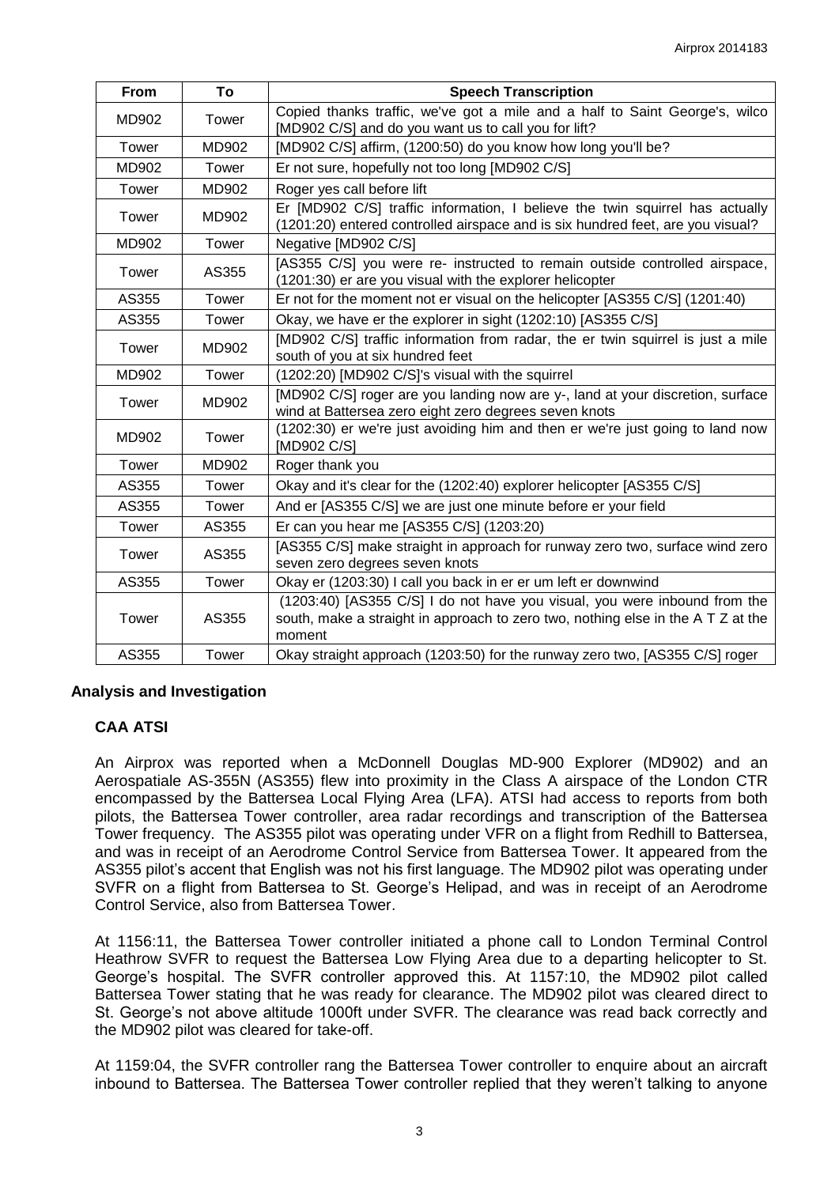| From | To | Speech Transcription |
|---|---|---|
| MD902 | Tower | Copied thanks traffic, we've got a mile and a half to Saint George's, wilco [MD902 C/S] and do you want us to call you for lift? |
| Tower | MD902 | [MD902 C/S] affirm, (1200:50) do you know how long you'll be? |
| MD902 | Tower | Er not sure, hopefully not too long [MD902 C/S] |
| Tower | MD902 | Roger yes call before lift |
| Tower | MD902 | Er [MD902 C/S] traffic information, I believe the twin squirrel has actually (1201:20) entered controlled airspace and is six hundred feet, are you visual? |
| MD902 | Tower | Negative [MD902 C/S] |
| Tower | AS355 | [AS355 C/S] you were re- instructed to remain outside controlled airspace, (1201:30) er are you visual with the explorer helicopter |
| AS355 | Tower | Er not for the moment not er visual on the helicopter [AS355 C/S] (1201:40) |
| AS355 | Tower | Okay, we have er the explorer in sight (1202:10) [AS355 C/S] |
| Tower | MD902 | [MD902 C/S] traffic information from radar, the er twin squirrel is just a mile south of you at six hundred feet |
| MD902 | Tower | (1202:20) [MD902 C/S]'s visual with the squirrel |
| Tower | MD902 | [MD902 C/S] roger are you landing now are y-, land at your discretion, surface wind at Battersea zero eight zero degrees seven knots |
| MD902 | Tower | (1202:30) er we're just avoiding him and then er we're just going to land now [MD902 C/S] |
| Tower | MD902 | Roger thank you |
| AS355 | Tower | Okay and it's clear for the (1202:40) explorer helicopter [AS355 C/S] |
| AS355 | Tower | And er [AS355 C/S] we are just one minute before er your field |
| Tower | AS355 | Er can you hear me [AS355 C/S] (1203:20) |
| Tower | AS355 | [AS355 C/S] make straight in approach for runway zero two, surface wind zero seven zero degrees seven knots |
| AS355 | Tower | Okay er (1203:30) I call you back in er er um left er downwind |
| Tower | AS355 | (1203:40) [AS355 C/S] I do not have you visual, you were inbound from the south, make a straight in approach to zero two, nothing else in the A T Z at the moment |
| AS355 | Tower | Okay straight approach (1203:50) for the runway zero two, [AS355 C/S] roger |

## Analysis and Investigation

### CAA ATSI

An Airprox was reported when a McDonnell Douglas MD-900 Explorer (MD902) and an Aerospatiale AS-355N (AS355) flew into proximity in the Class A airspace of the London CTR encompassed by the Battersea Local Flying Area (LFA). ATSI had access to reports from both pilots, the Battersea Tower controller, area radar recordings and transcription of the Battersea Tower frequency. The AS355 pilot was operating under VFR on a flight from Redhill to Battersea, and was in receipt of an Aerodrome Control Service from Battersea Tower. It appeared from the AS355 pilot's accent that English was not his first language. The MD902 pilot was operating under SVFR on a flight from Battersea to St. George's Helipad, and was in receipt of an Aerodrome Control Service, also from Battersea Tower.

At 1156:11, the Battersea Tower controller initiated a phone call to London Terminal Control Heathrow SVFR to request the Battersea Low Flying Area due to a departing helicopter to St. George's hospital. The SVFR controller approved this. At 1157:10, the MD902 pilot called Battersea Tower stating that he was ready for clearance. The MD902 pilot was cleared direct to St. George's not above altitude 1000ft under SVFR. The clearance was read back correctly and the MD902 pilot was cleared for take-off.

At 1159:04, the SVFR controller rang the Battersea Tower controller to enquire about an aircraft inbound to Battersea. The Battersea Tower controller replied that they weren't talking to anyone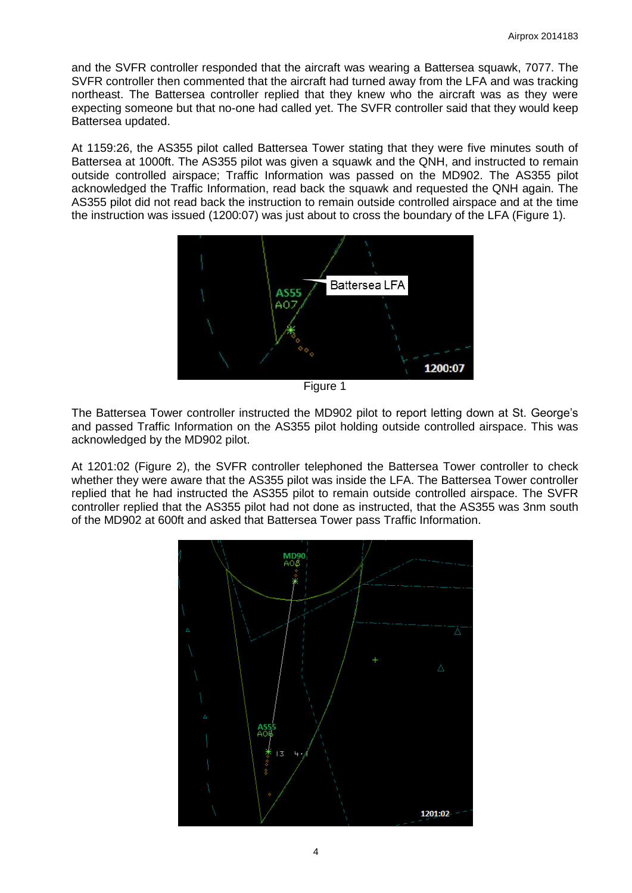and the SVFR controller responded that the aircraft was wearing a Battersea squawk, 7077. The SVFR controller then commented that the aircraft had turned away from the LFA and was tracking northeast. The Battersea controller replied that they knew who the aircraft was as they were expecting someone but that no-one had called yet. The SVFR controller said that they would keep Battersea updated.

At 1159:26, the AS355 pilot called Battersea Tower stating that they were five minutes south of Battersea at 1000ft. The AS355 pilot was given a squawk and the QNH, and instructed to remain outside controlled airspace; Traffic Information was passed on the MD902. The AS355 pilot acknowledged the Traffic Information, read back the squawk and requested the QNH again. The AS355 pilot did not read back the instruction to remain outside controlled airspace and at the time the instruction was issued (1200:07) was just about to cross the boundary of the LFA (Figure 1).

AS55
A07
Battersea LFA
1200:07

Figure 1

The Battersea Tower controller instructed the MD902 pilot to report letting down at St. George's and passed Traffic Information on the AS355 pilot holding outside controlled airspace. This was acknowledged by the MD902 pilot.

At 1201:02 (Figure 2), the SVFR controller telephoned the Battersea Tower controller to check whether they were aware that the AS355 pilot was inside the LFA. The Battersea Tower controller replied that he had instructed the AS355 pilot to remain outside controlled airspace. The SVFR controller replied that the AS355 pilot had not done as instructed, that the AS355 was 3nm south of the MD902 at 600ft and asked that Battersea Tower pass Traffic Information.

MD90
A08
AS55
A06
13 4·1
1201:02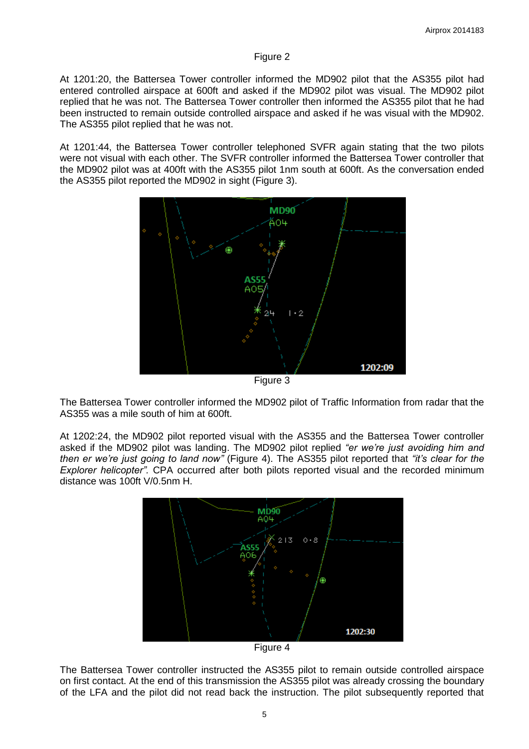Figure 2

At 1201:20, the Battersea Tower controller informed the MD902 pilot that the AS355 pilot had entered controlled airspace at 600ft and asked if the MD902 pilot was visual. The MD902 pilot replied that he was not. The Battersea Tower controller then informed the AS355 pilot that he had been instructed to remain outside controlled airspace and asked if he was visual with the MD902. The AS355 pilot replied that he was not.

At 1201:44, the Battersea Tower controller telephoned SVFR again stating that the two pilots were not visual with each other. The SVFR controller informed the Battersea Tower controller that the MD902 pilot was at 400ft with the AS355 pilot 1nm south at 600ft. As the conversation ended the AS355 pilot reported the MD902 in sight (Figure 3).

MD90
A04
AS55
A05
24
1·2
1202:09

Figure 3

The Battersea Tower controller informed the MD902 pilot of Traffic Information from radar that the AS355 was a mile south of him at 600ft.

At 1202:24, the MD902 pilot reported visual with the AS355 and the Battersea Tower controller asked if the MD902 pilot was landing. The MD902 pilot replied *"er we're just avoiding him and then er we're just going to land now"* (Figure 4). The AS355 pilot reported that *"it's clear for the Explorer helicopter".* CPA occurred after both pilots reported visual and the recorded minimum distance was 100ft V/0.5nm H.

MD90
A04
213
0·8
AS55
A06
1202:30

Figure 4

The Battersea Tower controller instructed the AS355 pilot to remain outside controlled airspace on first contact. At the end of this transmission the AS355 pilot was already crossing the boundary of the LFA and the pilot did not read back the instruction. The pilot subsequently reported that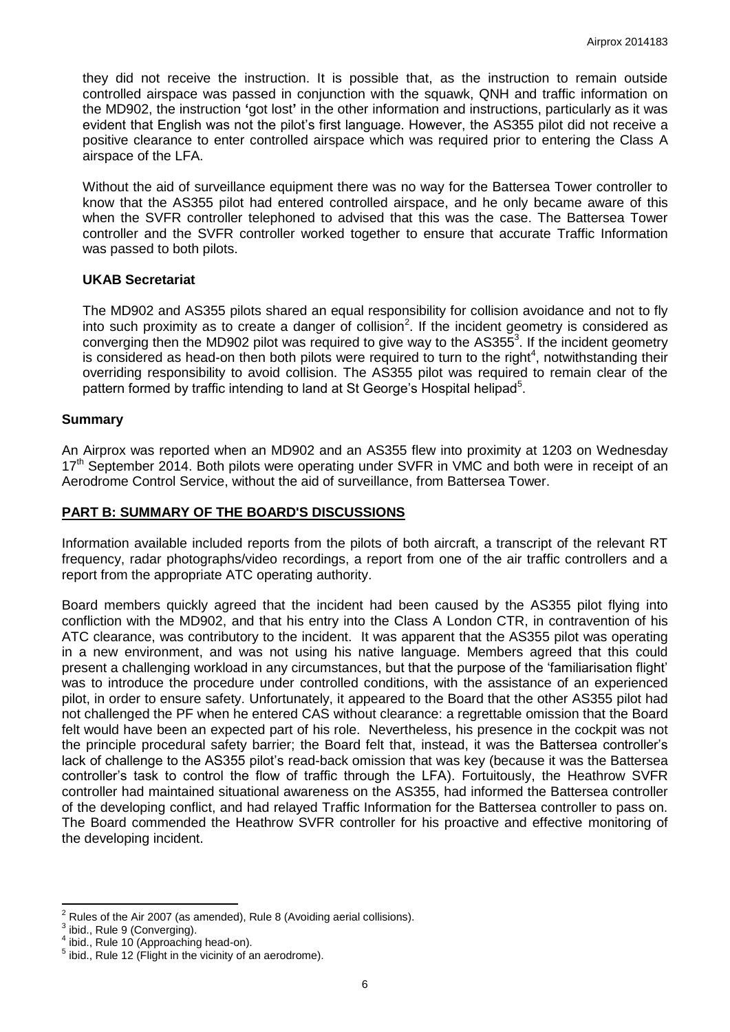they did not receive the instruction. It is possible that, as the instruction to remain outside controlled airspace was passed in conjunction with the squawk, QNH and traffic information on the MD902, the instruction **'**got lost**'** in the other information and instructions, particularly as it was evident that English was not the pilot's first language. However, the AS355 pilot did not receive a positive clearance to enter controlled airspace which was required prior to entering the Class A airspace of the LFA.

Without the aid of surveillance equipment there was no way for the Battersea Tower controller to know that the AS355 pilot had entered controlled airspace, and he only became aware of this when the SVFR controller telephoned to advised that this was the case. The Battersea Tower controller and the SVFR controller worked together to ensure that accurate Traffic Information was passed to both pilots.

### UKAB Secretariat

The MD902 and AS355 pilots shared an equal responsibility for collision avoidance and not to fly into such proximity as to create a danger of collision[2]. If the incident geometry is considered as converging then the MD902 pilot was required to give way to the AS355[3]. If the incident geometry is considered as head-on then both pilots were required to turn to the right[4], notwithstanding their overriding responsibility to avoid collision. The AS355 pilot was required to remain clear of the pattern formed by traffic intending to land at St George's Hospital helipad[5].

## Summary

An Airprox was reported when an MD902 and an AS355 flew into proximity at 1203 on Wednesday 17th September 2014. Both pilots were operating under SVFR in VMC and both were in receipt of an Aerodrome Control Service, without the aid of surveillance, from Battersea Tower.

## PART B: SUMMARY OF THE BOARD'S DISCUSSIONS

Information available included reports from the pilots of both aircraft, a transcript of the relevant RT frequency, radar photographs/video recordings, a report from one of the air traffic controllers and a report from the appropriate ATC operating authority.

Board members quickly agreed that the incident had been caused by the AS355 pilot flying into confliction with the MD902, and that his entry into the Class A London CTR, in contravention of his ATC clearance, was contributory to the incident. It was apparent that the AS355 pilot was operating in a new environment, and was not using his native language. Members agreed that this could present a challenging workload in any circumstances, but that the purpose of the 'familiarisation flight' was to introduce the procedure under controlled conditions, with the assistance of an experienced pilot, in order to ensure safety. Unfortunately, it appeared to the Board that the other AS355 pilot had not challenged the PF when he entered CAS without clearance: a regrettable omission that the Board felt would have been an expected part of his role. Nevertheless, his presence in the cockpit was not the principle procedural safety barrier; the Board felt that, instead, it was the Battersea controller's lack of challenge to the AS355 pilot's read-back omission that was key (because it was the Battersea controller's task to control the flow of traffic through the LFA). Fortuitously, the Heathrow SVFR controller had maintained situational awareness on the AS355, had informed the Battersea controller of the developing conflict, and had relayed Traffic Information for the Battersea controller to pass on. The Board commended the Heathrow SVFR controller for his proactive and effective monitoring of the developing incident.

---

[2] Rules of the Air 2007 (as amended), Rule 8 (Avoiding aerial collisions).

[3] ibid., Rule 9 (Converging).

[4] ibid., Rule 10 (Approaching head-on).

[5] ibid., Rule 12 (Flight in the vicinity of an aerodrome).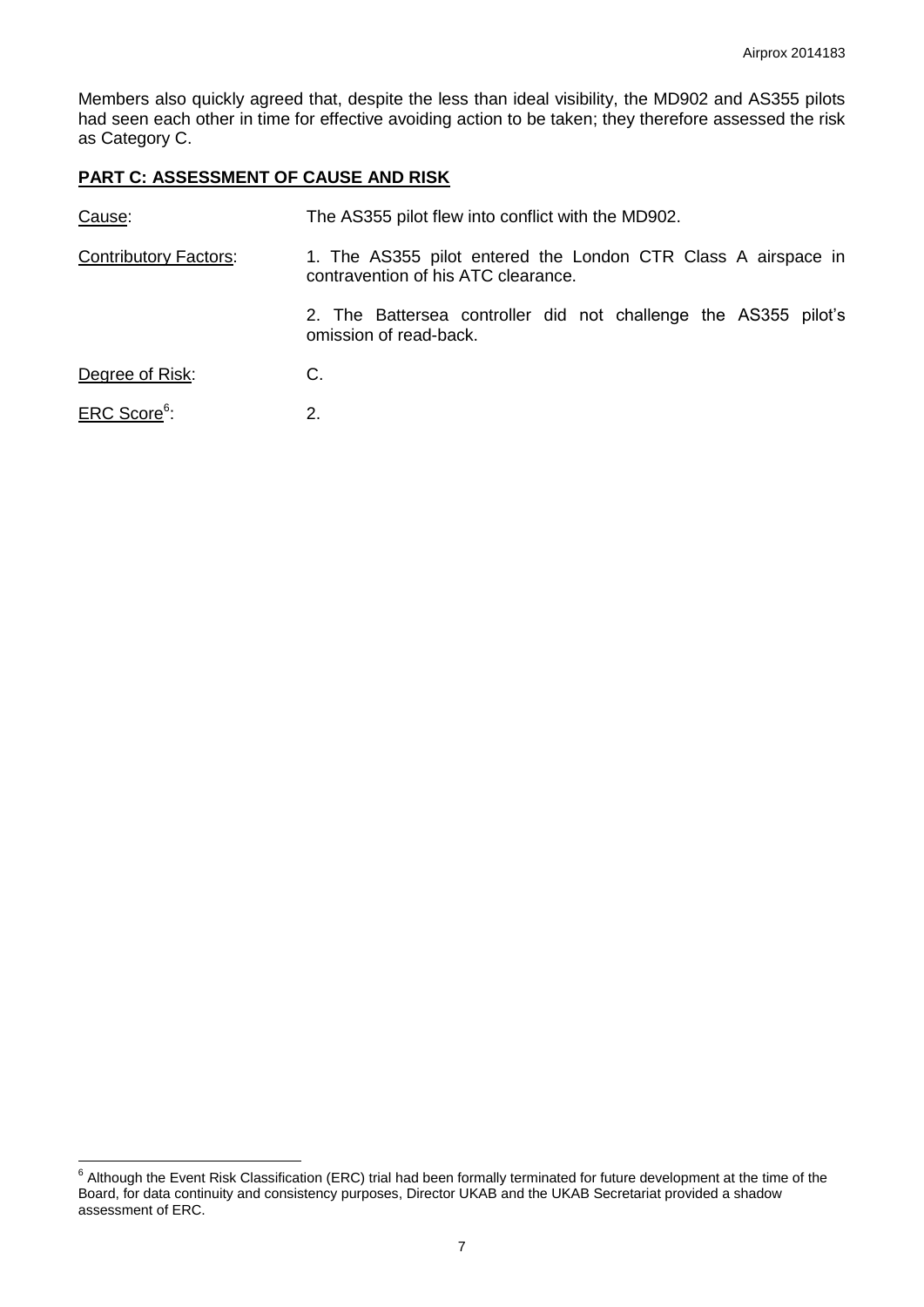Members also quickly agreed that, despite the less than ideal visibility, the MD902 and AS355 pilots had seen each other in time for effective avoiding action to be taken; they therefore assessed the risk as Category C.

## PART C: ASSESSMENT OF CAUSE AND RISK

| | |
|---|---|
| Cause: | The AS355 pilot flew into conflict with the MD902. |
| Contributory Factors: | 1. The AS355 pilot entered the London CTR Class A airspace in contravention of his ATC clearance. |
| | 2. The Battersea controller did not challenge the AS355 pilot's omission of read-back. |
| Degree of Risk: | C. |
| ERC Score[6]: | 2. |

[6] Although the Event Risk Classification (ERC) trial had been formally terminated for future development at the time of the Board, for data continuity and consistency purposes, Director UKAB and the UKAB Secretariat provided a shadow assessment of ERC.